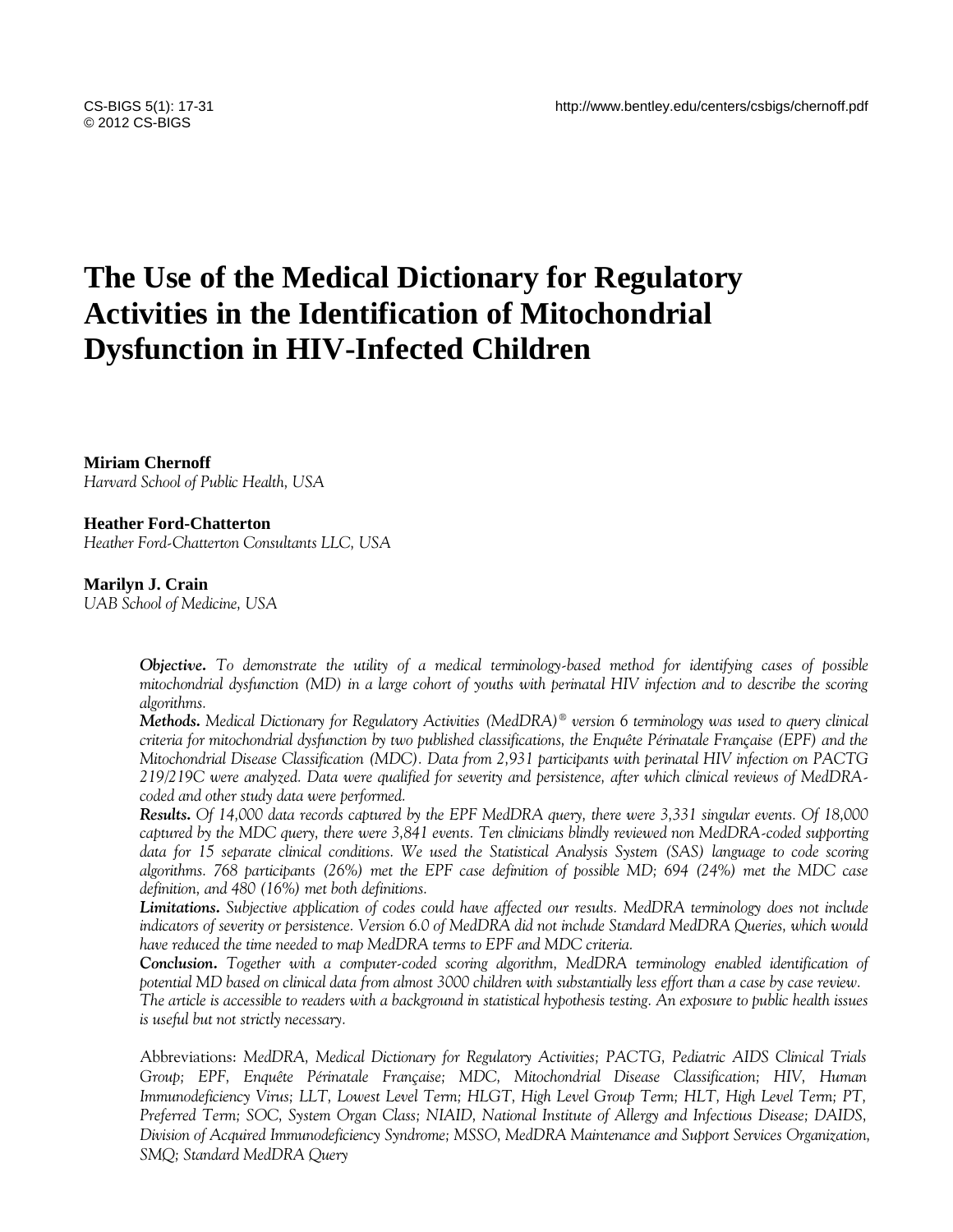# The Use of the Medical Dictionary for Regulatory Activities in the Identification of Mitochondrial Dysfunction in HIV-Infected Children

**Miriam Chernoff**
*Harvard School of Public Health, USA*

**Heather Ford-Chatterton**
*Heather Ford-Chatterton Consultants LLC, USA*

**Marilyn J. Crain**
*UAB School of Medicine, USA*

***Objective.*** *To demonstrate the utility of a medical terminology-based method for identifying cases of possible mitochondrial dysfunction (MD) in a large cohort of youths with perinatal HIV infection and to describe the scoring algorithms.*

***Methods.*** *Medical Dictionary for Regulatory Activities (MedDRA)® version 6 terminology was used to query clinical criteria for mitochondrial dysfunction by two published classifications, the Enquête Périnatale Française (EPF) and the Mitochondrial Disease Classification (MDC). Data from 2,931 participants with perinatal HIV infection on PACTG 219/219C were analyzed. Data were qualified for severity and persistence, after which clinical reviews of MedDRA-coded and other study data were performed.*

***Results.*** *Of 14,000 data records captured by the EPF MedDRA query, there were 3,331 singular events. Of 18,000 captured by the MDC query, there were 3,841 events. Ten clinicians blindly reviewed non MedDRA-coded supporting data for 15 separate clinical conditions. We used the Statistical Analysis System (SAS) language to code scoring algorithms. 768 participants (26%) met the EPF case definition of possible MD; 694 (24%) met the MDC case definition, and 480 (16%) met both definitions.*

***Limitations.*** *Subjective application of codes could have affected our results. MedDRA terminology does not include indicators of severity or persistence. Version 6.0 of MedDRA did not include Standard MedDRA Queries, which would have reduced the time needed to map MedDRA terms to EPF and MDC criteria.*

***Conclusion.*** *Together with a computer-coded scoring algorithm, MedDRA terminology enabled identification of potential MD based on clinical data from almost 3000 children with substantially less effort than a case by case review.*

*The article is accessible to readers with a background in statistical hypothesis testing. An exposure to public health issues is useful but not strictly necessary.*

Abbreviations: *MedDRA, Medical Dictionary for Regulatory Activities; PACTG, Pediatric AIDS Clinical Trials Group; EPF, Enquête Périnatale Française; MDC, Mitochondrial Disease Classification; HIV, Human Immunodeficiency Virus; LLT, Lowest Level Term; HLGT, High Level Group Term; HLT, High Level Term; PT, Preferred Term; SOC, System Organ Class; NIAID, National Institute of Allergy and Infectious Disease; DAIDS, Division of Acquired Immunodeficiency Syndrome; MSSO, MedDRA Maintenance and Support Services Organization, SMQ; Standard MedDRA Query*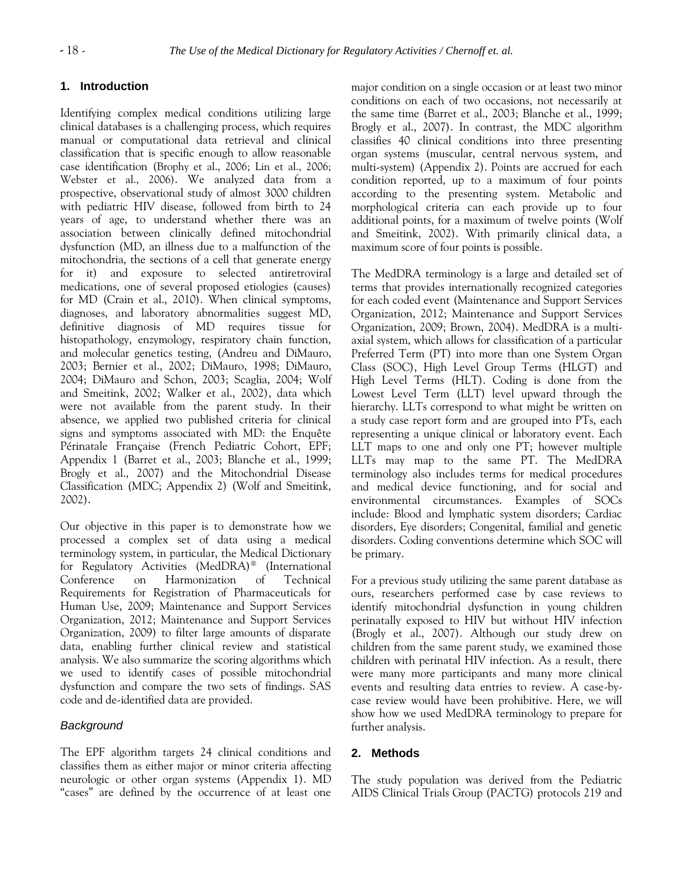## 1. Introduction

Identifying complex medical conditions utilizing large clinical databases is a challenging process, which requires manual or computational data retrieval and clinical classification that is specific enough to allow reasonable case identification (Brophy et al., 2006; Lin et al., 2006; Webster et al., 2006). We analyzed data from a prospective, observational study of almost 3000 children with pediatric HIV disease, followed from birth to 24 years of age, to understand whether there was an association between clinically defined mitochondrial dysfunction (MD, an illness due to a malfunction of the mitochondria, the sections of a cell that generate energy for it) and exposure to selected antiretroviral medications, one of several proposed etiologies (causes) for MD (Crain et al., 2010). When clinical symptoms, diagnoses, and laboratory abnormalities suggest MD, definitive diagnosis of MD requires tissue for histopathology, enzymology, respiratory chain function, and molecular genetics testing, (Andreu and DiMauro, 2003; Bernier et al., 2002; DiMauro, 1998; DiMauro, 2004; DiMauro and Schon, 2003; Scaglia, 2004; Wolf and Smeitink, 2002; Walker et al., 2002), data which were not available from the parent study. In their absence, we applied two published criteria for clinical signs and symptoms associated with MD: the Enquête Périnatale Française (French Pediatric Cohort, EPF; Appendix 1 (Barret et al., 2003; Blanche et al., 1999; Brogly et al., 2007) and the Mitochondrial Disease Classification (MDC; Appendix 2) (Wolf and Smeitink, 2002).

Our objective in this paper is to demonstrate how we processed a complex set of data using a medical terminology system, in particular, the Medical Dictionary for Regulatory Activities (MedDRA)® (International Conference on Harmonization of Technical Requirements for Registration of Pharmaceuticals for Human Use, 2009; Maintenance and Support Services Organization, 2012; Maintenance and Support Services Organization, 2009) to filter large amounts of disparate data, enabling further clinical review and statistical analysis. We also summarize the scoring algorithms which we used to identify cases of possible mitochondrial dysfunction and compare the two sets of findings. SAS code and de-identified data are provided.

### *Background*

The EPF algorithm targets 24 clinical conditions and classifies them as either major or minor criteria affecting neurologic or other organ systems (Appendix 1). MD "cases" are defined by the occurrence of at least one major condition on a single occasion or at least two minor conditions on each of two occasions, not necessarily at the same time (Barret et al., 2003; Blanche et al., 1999; Brogly et al., 2007). In contrast, the MDC algorithm classifies 40 clinical conditions into three presenting organ systems (muscular, central nervous system, and multi-system) (Appendix 2). Points are accrued for each condition reported, up to a maximum of four points according to the presenting system. Metabolic and morphological criteria can each provide up to four additional points, for a maximum of twelve points (Wolf and Smeitink, 2002). With primarily clinical data, a maximum score of four points is possible.

The MedDRA terminology is a large and detailed set of terms that provides internationally recognized categories for each coded event (Maintenance and Support Services Organization, 2012; Maintenance and Support Services Organization, 2009; Brown, 2004). MedDRA is a multi-axial system, which allows for classification of a particular Preferred Term (PT) into more than one System Organ Class (SOC), High Level Group Terms (HLGT) and High Level Terms (HLT). Coding is done from the Lowest Level Term (LLT) level upward through the hierarchy. LLTs correspond to what might be written on a study case report form and are grouped into PTs, each representing a unique clinical or laboratory event. Each LLT maps to one and only one PT; however multiple LLTs may map to the same PT. The MedDRA terminology also includes terms for medical procedures and medical device functioning, and for social and environmental circumstances. Examples of SOCs include: Blood and lymphatic system disorders; Cardiac disorders, Eye disorders; Congenital, familial and genetic disorders. Coding conventions determine which SOC will be primary.

For a previous study utilizing the same parent database as ours, researchers performed case by case reviews to identify mitochondrial dysfunction in young children perinatally exposed to HIV but without HIV infection (Brogly et al., 2007). Although our study drew on children from the same parent study, we examined those children with perinatal HIV infection. As a result, there were many more participants and many more clinical events and resulting data entries to review. A case-by-case review would have been prohibitive. Here, we will show how we used MedDRA terminology to prepare for further analysis.

## 2. Methods

The study population was derived from the Pediatric AIDS Clinical Trials Group (PACTG) protocols 219 and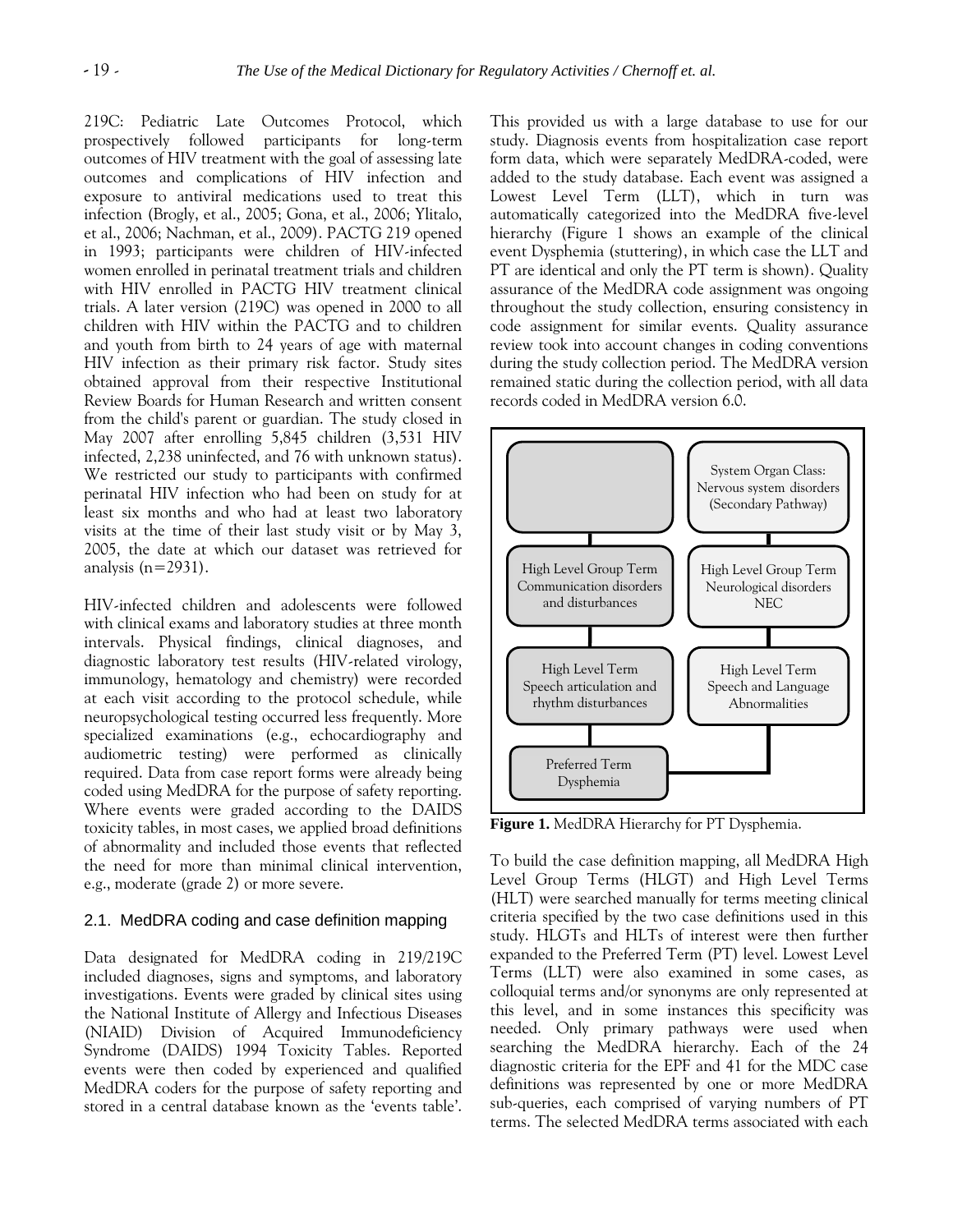219C: Pediatric Late Outcomes Protocol, which prospectively followed participants for long-term outcomes of HIV treatment with the goal of assessing late outcomes and complications of HIV infection and exposure to antiviral medications used to treat this infection (Brogly, et al., 2005; Gona, et al., 2006; Ylitalo, et al., 2006; Nachman, et al., 2009). PACTG 219 opened in 1993; participants were children of HIV-infected women enrolled in perinatal treatment trials and children with HIV enrolled in PACTG HIV treatment clinical trials. A later version (219C) was opened in 2000 to all children with HIV within the PACTG and to children and youth from birth to 24 years of age with maternal HIV infection as their primary risk factor. Study sites obtained approval from their respective Institutional Review Boards for Human Research and written consent from the child's parent or guardian. The study closed in May 2007 after enrolling 5,845 children (3,531 HIV infected, 2,238 uninfected, and 76 with unknown status). We restricted our study to participants with confirmed perinatal HIV infection who had been on study for at least six months and who had at least two laboratory visits at the time of their last study visit or by May 3, 2005, the date at which our dataset was retrieved for analysis (n=2931).

HIV-infected children and adolescents were followed with clinical exams and laboratory studies at three month intervals. Physical findings, clinical diagnoses, and diagnostic laboratory test results (HIV-related virology, immunology, hematology and chemistry) were recorded at each visit according to the protocol schedule, while neuropsychological testing occurred less frequently. More specialized examinations (e.g., echocardiography and audiometric testing) were performed as clinically required. Data from case report forms were already being coded using MedDRA for the purpose of safety reporting. Where events were graded according to the DAIDS toxicity tables, in most cases, we applied broad definitions of abnormality and included those events that reflected the need for more than minimal clinical intervention, e.g., moderate (grade 2) or more severe.

## 2.1. MedDRA coding and case definition mapping

Data designated for MedDRA coding in 219/219C included diagnoses, signs and symptoms, and laboratory investigations. Events were graded by clinical sites using the National Institute of Allergy and Infectious Diseases (NIAID) Division of Acquired Immunodeficiency Syndrome (DAIDS) 1994 Toxicity Tables. Reported events were then coded by experienced and qualified MedDRA coders for the purpose of safety reporting and stored in a central database known as the 'events table'. This provided us with a large database to use for our study. Diagnosis events from hospitalization case report form data, which were separately MedDRA-coded, were added to the study database. Each event was assigned a Lowest Level Term (LLT), which in turn was automatically categorized into the MedDRA five-level hierarchy (Figure 1 shows an example of the clinical event Dysphemia (stuttering), in which case the LLT and PT are identical and only the PT term is shown). Quality assurance of the MedDRA code assignment was ongoing throughout the study collection, ensuring consistency in code assignment for similar events. Quality assurance review took into account changes in coding conventions during the study collection period. The MedDRA version remained static during the collection period, with all data records coded in MedDRA version 6.0.

| Primary Pathway | Secondary Pathway |
|---|---|
| | System Organ Class: Nervous system disorders (Secondary Pathway) |
| High Level Group Term Communication disorders and disturbances | High Level Group Term Neurological disorders NEC |
| High Level Term Speech articulation and rhythm disturbances | High Level Term Speech and Language Abnormalities |
| Preferred Term Dysphemia | (links to Preferred Term Dysphemia) |

**Figure 1.** MedDRA Hierarchy for PT Dysphemia.

To build the case definition mapping, all MedDRA High Level Group Terms (HLGT) and High Level Terms (HLT) were searched manually for terms meeting clinical criteria specified by the two case definitions used in this study. HLGTs and HLTs of interest were then further expanded to the Preferred Term (PT) level. Lowest Level Terms (LLT) were also examined in some cases, as colloquial terms and/or synonyms are only represented at this level, and in some instances this specificity was needed. Only primary pathways were used when searching the MedDRA hierarchy. Each of the 24 diagnostic criteria for the EPF and 41 for the MDC case definitions was represented by one or more MedDRA sub-queries, each comprised of varying numbers of PT terms. The selected MedDRA terms associated with each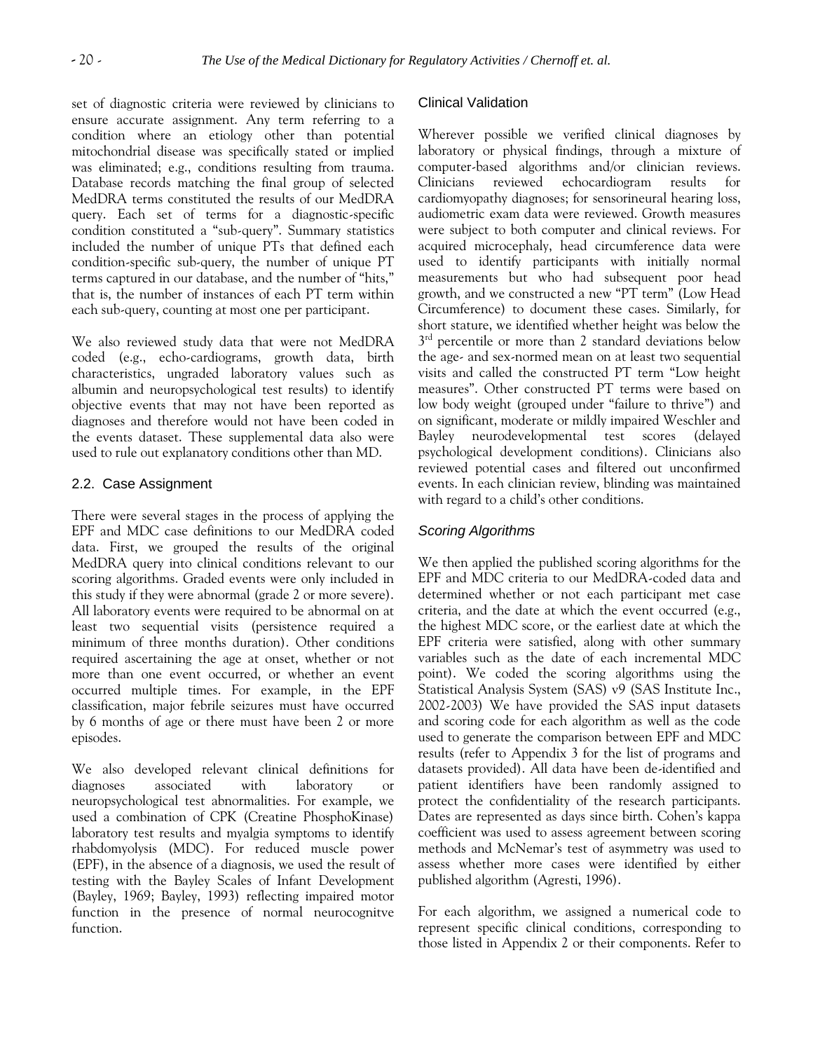set of diagnostic criteria were reviewed by clinicians to ensure accurate assignment. Any term referring to a condition where an etiology other than potential mitochondrial disease was specifically stated or implied was eliminated; e.g., conditions resulting from trauma. Database records matching the final group of selected MedDRA terms constituted the results of our MedDRA query. Each set of terms for a diagnostic-specific condition constituted a "sub-query". Summary statistics included the number of unique PTs that defined each condition-specific sub-query, the number of unique PT terms captured in our database, and the number of "hits," that is, the number of instances of each PT term within each sub-query, counting at most one per participant.

We also reviewed study data that were not MedDRA coded (e.g., echo-cardiograms, growth data, birth characteristics, ungraded laboratory values such as albumin and neuropsychological test results) to identify objective events that may not have been reported as diagnoses and therefore would not have been coded in the events dataset. These supplemental data also were used to rule out explanatory conditions other than MD.

## 2.2. Case Assignment

There were several stages in the process of applying the EPF and MDC case definitions to our MedDRA coded data. First, we grouped the results of the original MedDRA query into clinical conditions relevant to our scoring algorithms. Graded events were only included in this study if they were abnormal (grade 2 or more severe). All laboratory events were required to be abnormal on at least two sequential visits (persistence required a minimum of three months duration). Other conditions required ascertaining the age at onset, whether or not more than one event occurred, or whether an event occurred multiple times. For example, in the EPF classification, major febrile seizures must have occurred by 6 months of age or there must have been 2 or more episodes.

We also developed relevant clinical definitions for diagnoses associated with laboratory or neuropsychological test abnormalities. For example, we used a combination of CPK (Creatine PhosphoKinase) laboratory test results and myalgia symptoms to identify rhabdomyolysis (MDC). For reduced muscle power (EPF), in the absence of a diagnosis, we used the result of testing with the Bayley Scales of Infant Development (Bayley, 1969; Bayley, 1993) reflecting impaired motor function in the presence of normal neurocognitve function.

### Clinical Validation

Wherever possible we verified clinical diagnoses by laboratory or physical findings, through a mixture of computer-based algorithms and/or clinician reviews. Clinicians reviewed echocardiogram results for cardiomyopathy diagnoses; for sensorineural hearing loss, audiometric exam data were reviewed. Growth measures were subject to both computer and clinical reviews. For acquired microcephaly, head circumference data were used to identify participants with initially normal measurements but who had subsequent poor head growth, and we constructed a new "PT term" (Low Head Circumference) to document these cases. Similarly, for short stature, we identified whether height was below the 3rd percentile or more than 2 standard deviations below the age- and sex-normed mean on at least two sequential visits and called the constructed PT term "Low height measures". Other constructed PT terms were based on low body weight (grouped under "failure to thrive") and on significant, moderate or mildly impaired Weschler and Bayley neurodevelopmental test scores (delayed psychological development conditions). Clinicians also reviewed potential cases and filtered out unconfirmed events. In each clinician review, blinding was maintained with regard to a child's other conditions.

### *Scoring Algorithms*

We then applied the published scoring algorithms for the EPF and MDC criteria to our MedDRA-coded data and determined whether or not each participant met case criteria, and the date at which the event occurred (e.g., the highest MDC score, or the earliest date at which the EPF criteria were satisfied, along with other summary variables such as the date of each incremental MDC point). We coded the scoring algorithms using the Statistical Analysis System (SAS) v9 (SAS Institute Inc., 2002-2003) We have provided the SAS input datasets and scoring code for each algorithm as well as the code used to generate the comparison between EPF and MDC results (refer to Appendix 3 for the list of programs and datasets provided). All data have been de-identified and patient identifiers have been randomly assigned to protect the confidentiality of the research participants. Dates are represented as days since birth. Cohen's kappa coefficient was used to assess agreement between scoring methods and McNemar's test of asymmetry was used to assess whether more cases were identified by either published algorithm (Agresti, 1996).

For each algorithm, we assigned a numerical code to represent specific clinical conditions, corresponding to those listed in Appendix 2 or their components. Refer to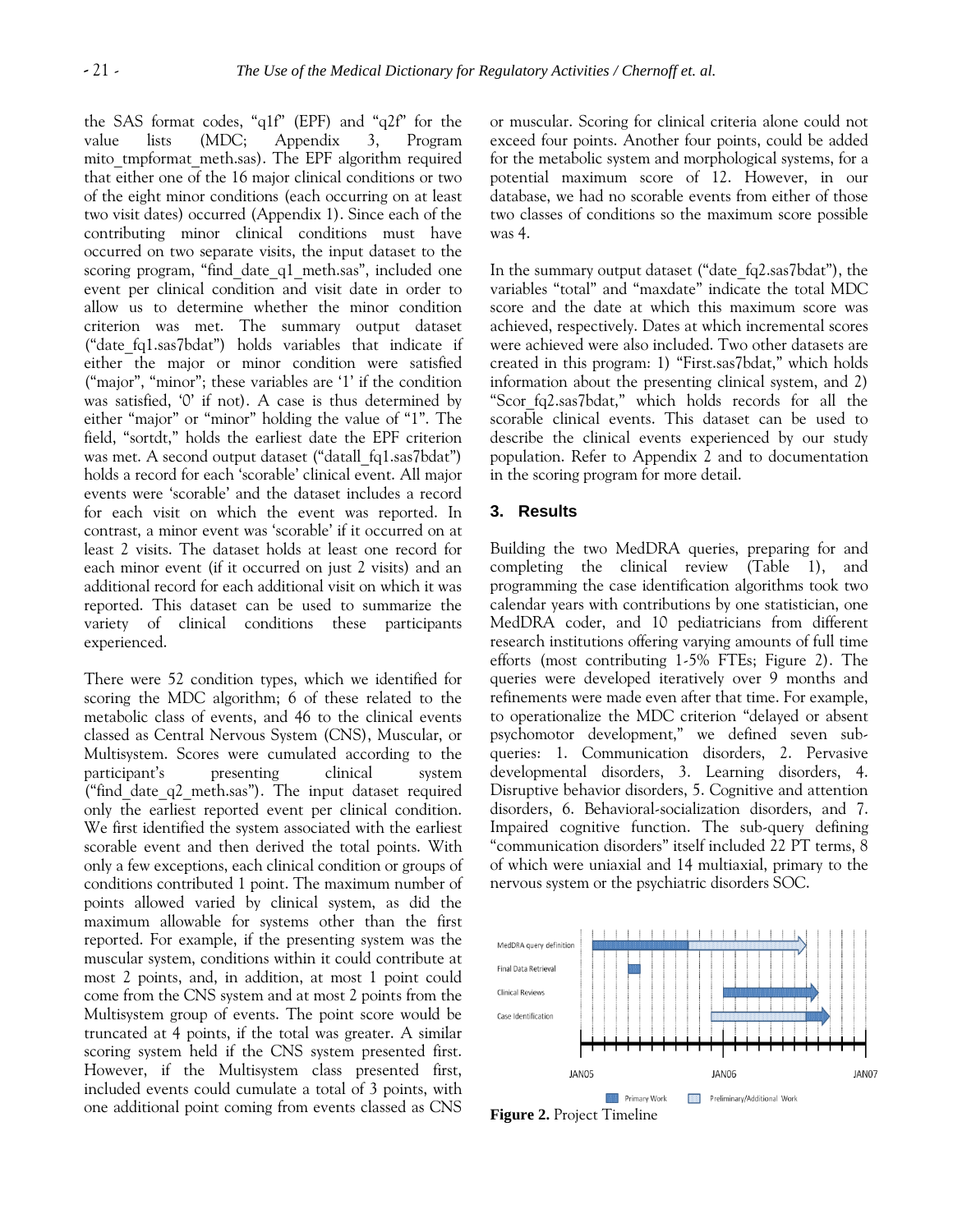the SAS format codes, "q1f" (EPF) and "q2f" for the value lists (MDC; Appendix 3, Program mito_tmpformat_meth.sas). The EPF algorithm required that either one of the 16 major clinical conditions or two of the eight minor conditions (each occurring on at least two visit dates) occurred (Appendix 1). Since each of the contributing minor clinical conditions must have occurred on two separate visits, the input dataset to the scoring program, "find_date_q1_meth.sas", included one event per clinical condition and visit date in order to allow us to determine whether the minor condition criterion was met. The summary output dataset ("date_fq1.sas7bdat") holds variables that indicate if either the major or minor condition were satisfied ("major", "minor"; these variables are '1' if the condition was satisfied, '0' if not). A case is thus determined by either "major" or "minor" holding the value of "1". The field, "sortdt," holds the earliest date the EPF criterion was met. A second output dataset ("datall_fq1.sas7bdat") holds a record for each 'scorable' clinical event. All major events were 'scorable' and the dataset includes a record for each visit on which the event was reported. In contrast, a minor event was 'scorable' if it occurred on at least 2 visits. The dataset holds at least one record for each minor event (if it occurred on just 2 visits) and an additional record for each additional visit on which it was reported. This dataset can be used to summarize the variety of clinical conditions these participants experienced.

There were 52 condition types, which we identified for scoring the MDC algorithm; 6 of these related to the metabolic class of events, and 46 to the clinical events classed as Central Nervous System (CNS), Muscular, or Multisystem. Scores were cumulated according to the participant's presenting clinical system ("find_date_q2_meth.sas"). The input dataset required only the earliest reported event per clinical condition. We first identified the system associated with the earliest scorable event and then derived the total points. With only a few exceptions, each clinical condition or groups of conditions contributed 1 point. The maximum number of points allowed varied by clinical system, as did the maximum allowable for systems other than the first reported. For example, if the presenting system was the muscular system, conditions within it could contribute at most 2 points, and, in addition, at most 1 point could come from the CNS system and at most 2 points from the Multisystem group of events. The point score would be truncated at 4 points, if the total was greater. A similar scoring system held if the CNS system presented first. However, if the Multisystem class presented first, included events could cumulate a total of 3 points, with one additional point coming from events classed as CNS or muscular. Scoring for clinical criteria alone could not exceed four points. Another four points, could be added for the metabolic system and morphological systems, for a potential maximum score of 12. However, in our database, we had no scorable events from either of those two classes of conditions so the maximum score possible was 4.

In the summary output dataset ("date_fq2.sas7bdat"), the variables "total" and "maxdate" indicate the total MDC score and the date at which this maximum score was achieved, respectively. Dates at which incremental scores were achieved were also included. Two other datasets are created in this program: 1) "First.sas7bdat," which holds information about the presenting clinical system, and 2) "Scor_fq2.sas7bdat," which holds records for all the scorable clinical events. This dataset can be used to describe the clinical events experienced by our study population. Refer to Appendix 2 and to documentation in the scoring program for more detail.

## 3. Results

Building the two MedDRA queries, preparing for and completing the clinical review (Table 1), and programming the case identification algorithms took two calendar years with contributions by one statistician, one MedDRA coder, and 10 pediatricians from different research institutions offering varying amounts of full time efforts (most contributing 1-5% FTEs; Figure 2). The queries were developed iteratively over 9 months and refinements were made even after that time. For example, to operationalize the MDC criterion "delayed or absent psychomotor development," we defined seven sub-queries: 1. Communication disorders, 2. Pervasive developmental disorders, 3. Learning disorders, 4. Disruptive behavior disorders, 5. Cognitive and attention disorders, 6. Behavioral-socialization disorders, and 7. Impaired cognitive function. The sub-query defining "communication disorders" itself included 22 PT terms, 8 of which were uniaxial and 14 multiaxial, primary to the nervous system or the psychiatric disorders SOC.

**Figure 2.** Project Timeline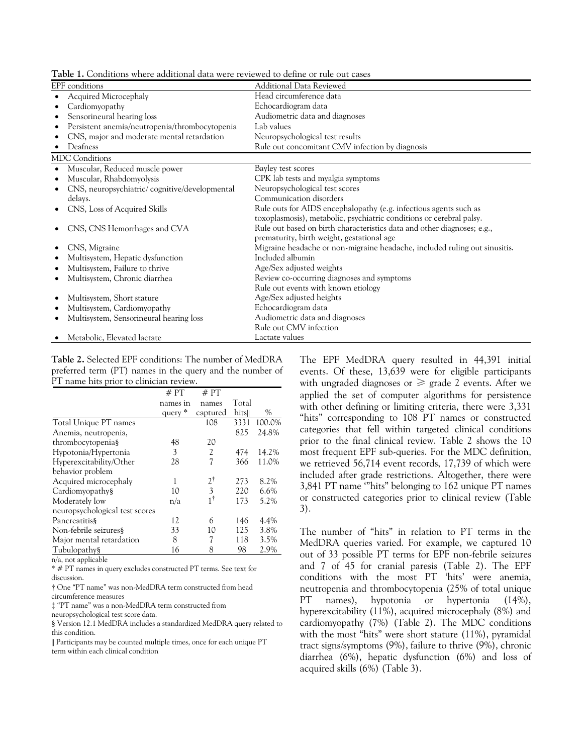**Table 1.** Conditions where additional data were reviewed to define or rule out cases

| EPF conditions | Additional Data Reviewed |
|---|---|
| • Acquired Microcephaly | Head circumference data |
| • Cardiomyopathy | Echocardiogram data |
| • Sensorineural hearing loss | Audiometric data and diagnoses |
| • Persistent anemia/neutropenia/thrombocytopenia | Lab values |
| • CNS, major and moderate mental retardation | Neuropsychological test results |
| • Deafness | Rule out concomitant CMV infection by diagnosis |
| **MDC Conditions** | |
| • Muscular, Reduced muscle power | Bayley test scores |
| • Muscular, Rhabdomyolysis | CPK lab tests and myalgia symptoms |
| • CNS, neuropsychiatric/ cognitive/developmental delays. | Neuropsychological test scores<br>Communication disorders |
| • CNS, Loss of Acquired Skills | Rule outs for AIDS encephalopathy (e.g. infectious agents such as toxoplasmosis), metabolic, psychiatric conditions or cerebral palsy. |
| • CNS, CNS Hemorrhages and CVA | Rule out based on birth characteristics data and other diagnoses; e.g., prematurity, birth weight, gestational age |
| • CNS, Migraine | Migraine headache or non-migraine headache, included ruling out sinusitis. |
| • Multisystem, Hepatic dysfunction | Included albumin |
| • Multisystem, Failure to thrive | Age/Sex adjusted weights |
| • Multisystem, Chronic diarrhea | Review co-occurring diagnoses and symptoms<br>Rule out events with known etiology |
| • Multisystem, Short stature | Age/Sex adjusted heights |
| • Multisystem, Cardiomyopathy | Echocardiogram data |
| • Multisystem, Sensorineural hearing loss | Audiometric data and diagnoses<br>Rule out CMV infection |
| • Metabolic, Elevated lactate | Lactate values |

**Table 2.** Selected EPF conditions: The number of MedDRA preferred term (PT) names in the query and the number of PT name hits prior to clinician review.

| | # PT names in query * | # PT names captured | Total hits‖ | % |
|---|---|---|---|---|
| Total Unique PT names | | 108 | 3331 | 100.0% |
| Anemia, neutropenia, thrombocytopenia§ | 48 | 20 | 825 | 24.8% |
| Hypotonia/Hypertonia | 3 | 2 | 474 | 14.2% |
| Hyperexcitability/Other behavior problem | 28 | 7 | 366 | 11.0% |
| Acquired microcephaly | 1 | 2† | 273 | 8.2% |
| Cardiomyopathy§ | 10 | 3 | 220 | 6.6% |
| Moderately low neuropsychological test scores | n/a | 1† | 173 | 5.2% |
| Pancreatitis§ | 12 | 6 | 146 | 4.4% |
| Non-febrile seizures§ | 33 | 10 | 125 | 3.8% |
| Major mental retardation | 8 | 7 | 118 | 3.5% |
| Tubulopathy§ | 16 | 8 | 98 | 2.9% |

n/a, not applicable

* # PT names in query excludes constructed PT terms. See text for discussion.

† One "PT name" was non-MedDRA term constructed from head circumference measures

‡ "PT name" was a non-MedDRA term constructed from neuropsychological test score data.

§ Version 12.1 MedDRA includes a standardized MedDRA query related to this condition.

‖ Participants may be counted multiple times, once for each unique PT term within each clinical condition

The EPF MedDRA query resulted in 44,391 initial events. Of these, 13,639 were for eligible participants with ungraded diagnoses or ⩾ grade 2 events. After we applied the set of computer algorithms for persistence with other defining or limiting criteria, there were 3,331 "hits" corresponding to 108 PT names or constructed categories that fell within targeted clinical conditions prior to the final clinical review. Table 2 shows the 10 most frequent EPF sub-queries. For the MDC definition, we retrieved 56,714 event records, 17,739 of which were included after grade restrictions. Altogether, there were 3,841 PT name '"hits" belonging to 162 unique PT names or constructed categories prior to clinical review (Table 3).

The number of "hits" in relation to PT terms in the MedDRA queries varied. For example, we captured 10 out of 33 possible PT terms for EPF non-febrile seizures and 7 of 45 for cranial paresis (Table 2). The EPF conditions with the most PT 'hits' were anemia, neutropenia and thrombocytopenia (25% of total unique PT names), hypotonia or hypertonia (14%), hyperexcitability (11%), acquired microcephaly (8%) and cardiomyopathy (7%) (Table 2). The MDC conditions with the most "hits" were short stature (11%), pyramidal tract signs/symptoms (9%), failure to thrive (9%), chronic diarrhea (6%), hepatic dysfunction (6%) and loss of acquired skills (6%) (Table 3).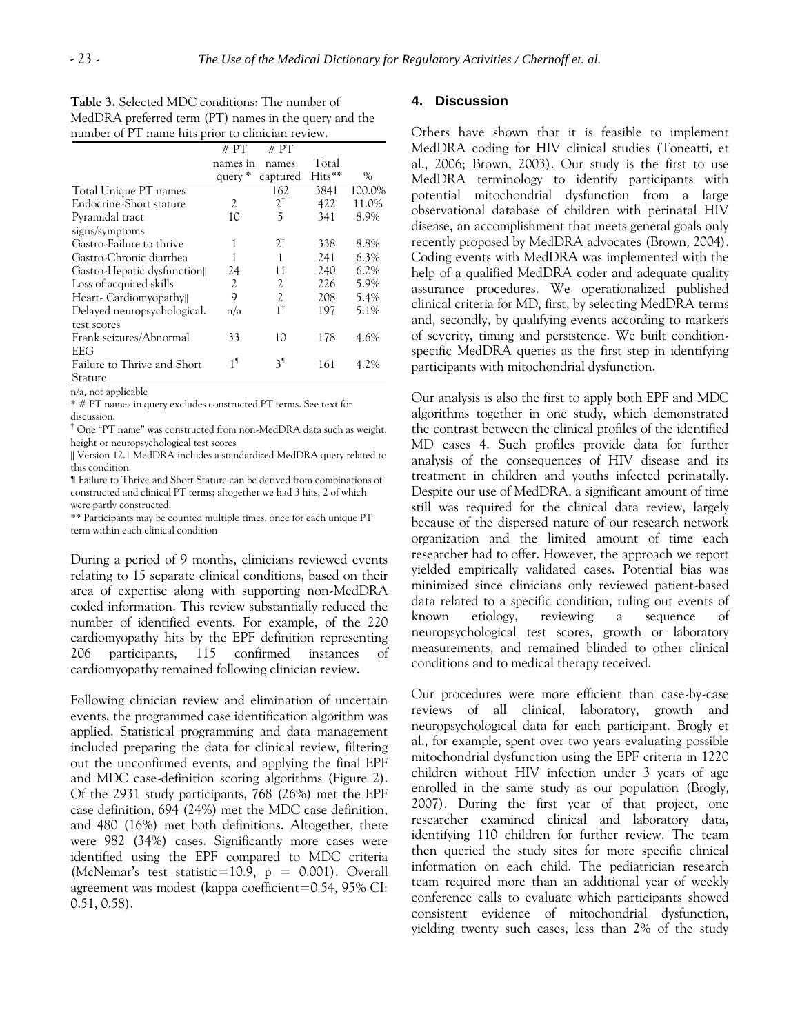**Table 3.** Selected MDC conditions: The number of MedDRA preferred term (PT) names in the query and the number of PT name hits prior to clinician review.

| | # PT names in query * | # PT names captured | Total Hits** | % |
|---|---|---|---|---|
| Total Unique PT names | | 162 | 3841 | 100.0% |
| Endocrine-Short stature | 2 | 2† | 422 | 11.0% |
| Pyramidal tract signs/symptoms | 10 | 5 | 341 | 8.9% |
| Gastro-Failure to thrive | 1 | 2† | 338 | 8.8% |
| Gastro-Chronic diarrhea | 1 | 1 | 241 | 6.3% |
| Gastro-Hepatic dysfunction‖ | 24 | 11 | 240 | 6.2% |
| Loss of acquired skills | 2 | 2 | 226 | 5.9% |
| Heart- Cardiomyopathy‖ | 9 | 2 | 208 | 5.4% |
| Delayed neuropsychological. test scores | n/a | 1† | 197 | 5.1% |
| Frank seizures/Abnormal EEG | 33 | 10 | 178 | 4.6% |
| Failure to Thrive and Short Stature | 1¶ | 3¶ | 161 | 4.2% |

n/a, not applicable

* # PT names in query excludes constructed PT terms. See text for discussion.

† One "PT name" was constructed from non-MedDRA data such as weight, height or neuropsychological test scores

‖ Version 12.1 MedDRA includes a standardized MedDRA query related to this condition.

¶ Failure to Thrive and Short Stature can be derived from combinations of constructed and clinical PT terms; altogether we had 3 hits, 2 of which were partly constructed.

** Participants may be counted multiple times, once for each unique PT term within each clinical condition

During a period of 9 months, clinicians reviewed events relating to 15 separate clinical conditions, based on their area of expertise along with supporting non-MedDRA coded information. This review substantially reduced the number of identified events. For example, of the 220 cardiomyopathy hits by the EPF definition representing 206 participants, 115 confirmed instances of cardiomyopathy remained following clinician review.

Following clinician review and elimination of uncertain events, the programmed case identification algorithm was applied. Statistical programming and data management included preparing the data for clinical review, filtering out the unconfirmed events, and applying the final EPF and MDC case-definition scoring algorithms (Figure 2). Of the 2931 study participants, 768 (26%) met the EPF case definition, 694 (24%) met the MDC case definition, and 480 (16%) met both definitions. Altogether, there were 982 (34%) cases. Significantly more cases were identified using the EPF compared to MDC criteria (McNemar's test statistic=10.9, $p = 0.001$). Overall agreement was modest (kappa coefficient=0.54, 95% CI: 0.51, 0.58).

## 4. Discussion

Others have shown that it is feasible to implement MedDRA coding for HIV clinical studies (Toneatti, et al., 2006; Brown, 2003). Our study is the first to use MedDRA terminology to identify participants with potential mitochondrial dysfunction from a large observational database of children with perinatal HIV disease, an accomplishment that meets general goals only recently proposed by MedDRA advocates (Brown, 2004). Coding events with MedDRA was implemented with the help of a qualified MedDRA coder and adequate quality assurance procedures. We operationalized published clinical criteria for MD, first, by selecting MedDRA terms and, secondly, by qualifying events according to markers of severity, timing and persistence. We built condition-specific MedDRA queries as the first step in identifying participants with mitochondrial dysfunction.

Our analysis is also the first to apply both EPF and MDC algorithms together in one study, which demonstrated the contrast between the clinical profiles of the identified MD cases 4. Such profiles provide data for further analysis of the consequences of HIV disease and its treatment in children and youths infected perinatally. Despite our use of MedDRA, a significant amount of time still was required for the clinical data review, largely because of the dispersed nature of our research network organization and the limited amount of time each researcher had to offer. However, the approach we report yielded empirically validated cases. Potential bias was minimized since clinicians only reviewed patient-based data related to a specific condition, ruling out events of known etiology, reviewing a sequence of neuropsychological test scores, growth or laboratory measurements, and remained blinded to other clinical conditions and to medical therapy received.

Our procedures were more efficient than case-by-case reviews of all clinical, laboratory, growth and neuropsychological data for each participant. Brogly et al., for example, spent over two years evaluating possible mitochondrial dysfunction using the EPF criteria in 1220 children without HIV infection under 3 years of age enrolled in the same study as our population (Brogly, 2007). During the first year of that project, one researcher examined clinical and laboratory data, identifying 110 children for further review. The team then queried the study sites for more specific clinical information on each child. The pediatrician research team required more than an additional year of weekly conference calls to evaluate which participants showed consistent evidence of mitochondrial dysfunction, yielding twenty such cases, less than 2% of the study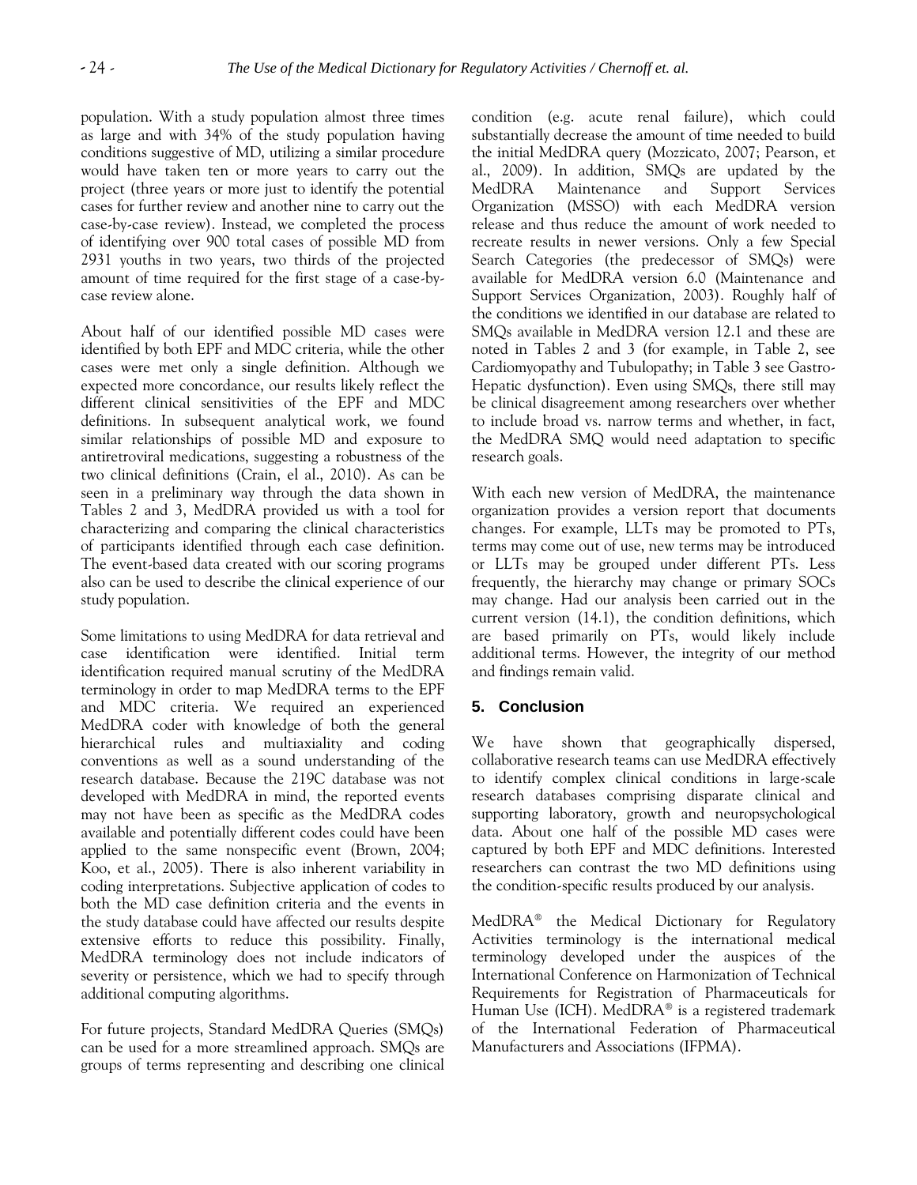population. With a study population almost three times as large and with 34% of the study population having conditions suggestive of MD, utilizing a similar procedure would have taken ten or more years to carry out the project (three years or more just to identify the potential cases for further review and another nine to carry out the case-by-case review). Instead, we completed the process of identifying over 900 total cases of possible MD from 2931 youths in two years, two thirds of the projected amount of time required for the first stage of a case-by-case review alone.

About half of our identified possible MD cases were identified by both EPF and MDC criteria, while the other cases were met only a single definition. Although we expected more concordance, our results likely reflect the different clinical sensitivities of the EPF and MDC definitions. In subsequent analytical work, we found similar relationships of possible MD and exposure to antiretroviral medications, suggesting a robustness of the two clinical definitions (Crain, el al., 2010). As can be seen in a preliminary way through the data shown in Tables 2 and 3, MedDRA provided us with a tool for characterizing and comparing the clinical characteristics of participants identified through each case definition. The event-based data created with our scoring programs also can be used to describe the clinical experience of our study population.

Some limitations to using MedDRA for data retrieval and case identification were identified. Initial term identification required manual scrutiny of the MedDRA terminology in order to map MedDRA terms to the EPF and MDC criteria. We required an experienced MedDRA coder with knowledge of both the general hierarchical rules and multiaxiality and coding conventions as well as a sound understanding of the research database. Because the 219C database was not developed with MedDRA in mind, the reported events may not have been as specific as the MedDRA codes available and potentially different codes could have been applied to the same nonspecific event (Brown, 2004; Koo, et al., 2005). There is also inherent variability in coding interpretations. Subjective application of codes to both the MD case definition criteria and the events in the study database could have affected our results despite extensive efforts to reduce this possibility. Finally, MedDRA terminology does not include indicators of severity or persistence, which we had to specify through additional computing algorithms.

For future projects, Standard MedDRA Queries (SMQs) can be used for a more streamlined approach. SMQs are groups of terms representing and describing one clinical condition (e.g. acute renal failure), which could substantially decrease the amount of time needed to build the initial MedDRA query (Mozzicato, 2007; Pearson, et al., 2009). In addition, SMQs are updated by the MedDRA Maintenance and Support Services Organization (MSSO) with each MedDRA version release and thus reduce the amount of work needed to recreate results in newer versions. Only a few Special Search Categories (the predecessor of SMQs) were available for MedDRA version 6.0 (Maintenance and Support Services Organization, 2003). Roughly half of the conditions we identified in our database are related to SMQs available in MedDRA version 12.1 and these are noted in Tables 2 and 3 (for example, in Table 2, see Cardiomyopathy and Tubulopathy; in Table 3 see Gastro-Hepatic dysfunction). Even using SMQs, there still may be clinical disagreement among researchers over whether to include broad vs. narrow terms and whether, in fact, the MedDRA SMQ would need adaptation to specific research goals.

With each new version of MedDRA, the maintenance organization provides a version report that documents changes. For example, LLTs may be promoted to PTs, terms may come out of use, new terms may be introduced or LLTs may be grouped under different PTs. Less frequently, the hierarchy may change or primary SOCs may change. Had our analysis been carried out in the current version (14.1), the condition definitions, which are based primarily on PTs, would likely include additional terms. However, the integrity of our method and findings remain valid.

## 5. Conclusion

We have shown that geographically dispersed, collaborative research teams can use MedDRA effectively to identify complex clinical conditions in large-scale research databases comprising disparate clinical and supporting laboratory, growth and neuropsychological data. About one half of the possible MD cases were captured by both EPF and MDC definitions. Interested researchers can contrast the two MD definitions using the condition-specific results produced by our analysis.

MedDRA® the Medical Dictionary for Regulatory Activities terminology is the international medical terminology developed under the auspices of the International Conference on Harmonization of Technical Requirements for Registration of Pharmaceuticals for Human Use (ICH). MedDRA® is a registered trademark of the International Federation of Pharmaceutical Manufacturers and Associations (IFPMA).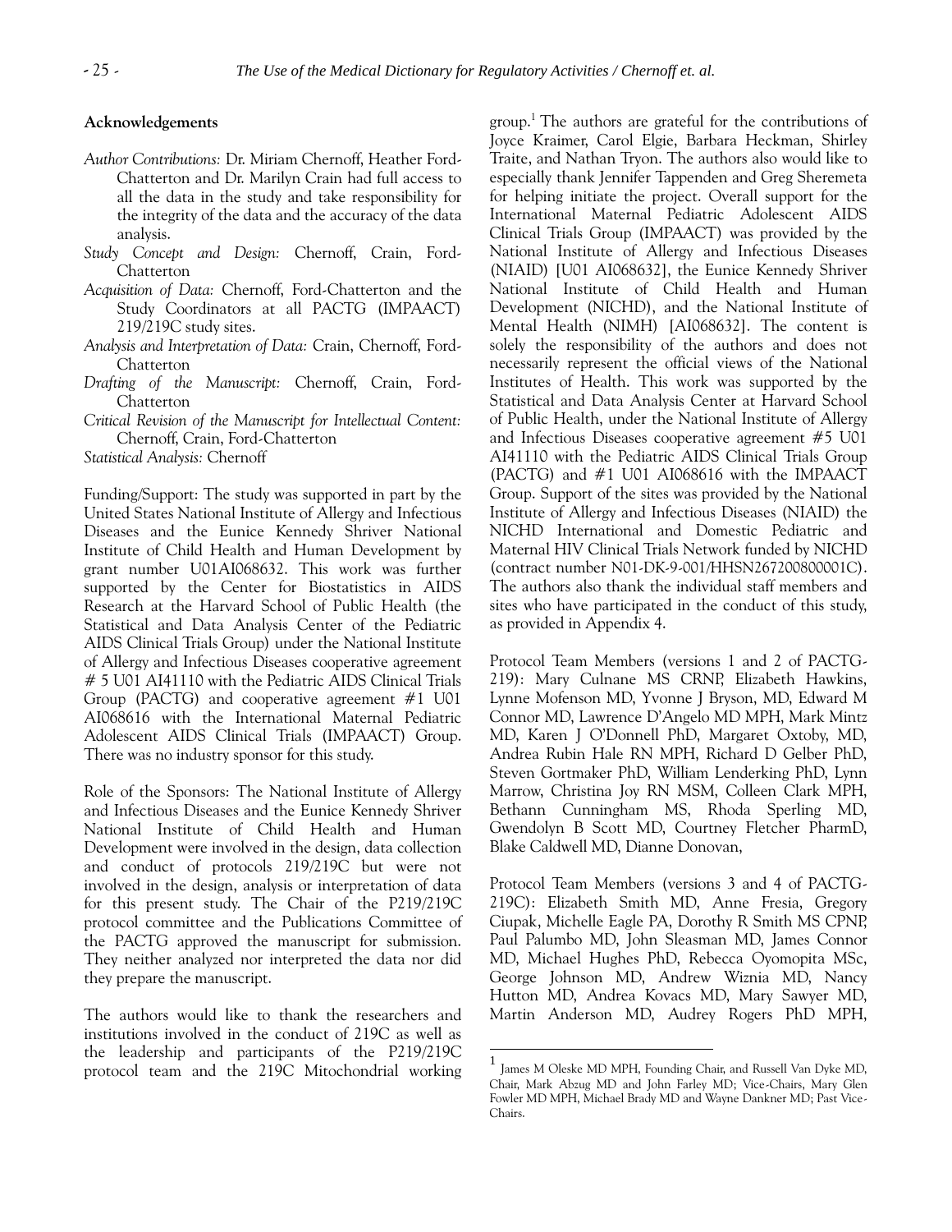### Acknowledgements

*Author Contributions:* Dr. Miriam Chernoff, Heather Ford-Chatterton and Dr. Marilyn Crain had full access to all the data in the study and take responsibility for the integrity of the data and the accuracy of the data analysis.

*Study Concept and Design:* Chernoff, Crain, Ford-Chatterton

*Acquisition of Data:* Chernoff, Ford-Chatterton and the Study Coordinators at all PACTG (IMPAACT) 219/219C study sites.

*Analysis and Interpretation of Data:* Crain, Chernoff, Ford-Chatterton

*Drafting of the Manuscript:* Chernoff, Crain, Ford-Chatterton

*Critical Revision of the Manuscript for Intellectual Content:* Chernoff, Crain, Ford-Chatterton

*Statistical Analysis:* Chernoff

Funding/Support: The study was supported in part by the United States National Institute of Allergy and Infectious Diseases and the Eunice Kennedy Shriver National Institute of Child Health and Human Development by grant number U01AI068632. This work was further supported by the Center for Biostatistics in AIDS Research at the Harvard School of Public Health (the Statistical and Data Analysis Center of the Pediatric AIDS Clinical Trials Group) under the National Institute of Allergy and Infectious Diseases cooperative agreement # 5 U01 AI41110 with the Pediatric AIDS Clinical Trials Group (PACTG) and cooperative agreement #1 U01 AI068616 with the International Maternal Pediatric Adolescent AIDS Clinical Trials (IMPAACT) Group. There was no industry sponsor for this study.

Role of the Sponsors: The National Institute of Allergy and Infectious Diseases and the Eunice Kennedy Shriver National Institute of Child Health and Human Development were involved in the design, data collection and conduct of protocols 219/219C but were not involved in the design, analysis or interpretation of data for this present study. The Chair of the P219/219C protocol committee and the Publications Committee of the PACTG approved the manuscript for submission. They neither analyzed nor interpreted the data nor did they prepare the manuscript.

The authors would like to thank the researchers and institutions involved in the conduct of 219C as well as the leadership and participants of the P219/219C protocol team and the 219C Mitochondrial working group.[1] The authors are grateful for the contributions of Joyce Kraimer, Carol Elgie, Barbara Heckman, Shirley Traite, and Nathan Tryon. The authors also would like to especially thank Jennifer Tappenden and Greg Sheremeta for helping initiate the project. Overall support for the International Maternal Pediatric Adolescent AIDS Clinical Trials Group (IMPAACT) was provided by the National Institute of Allergy and Infectious Diseases (NIAID) [U01 AI068632], the Eunice Kennedy Shriver National Institute of Child Health and Human Development (NICHD), and the National Institute of Mental Health (NIMH) [AI068632]. The content is solely the responsibility of the authors and does not necessarily represent the official views of the National Institutes of Health. This work was supported by the Statistical and Data Analysis Center at Harvard School of Public Health, under the National Institute of Allergy and Infectious Diseases cooperative agreement #5 U01 AI41110 with the Pediatric AIDS Clinical Trials Group (PACTG) and #1 U01 AI068616 with the IMPAACT Group. Support of the sites was provided by the National Institute of Allergy and Infectious Diseases (NIAID) the NICHD International and Domestic Pediatric and Maternal HIV Clinical Trials Network funded by NICHD (contract number N01-DK-9-001/HHSN267200800001C). The authors also thank the individual staff members and sites who have participated in the conduct of this study, as provided in Appendix 4.

Protocol Team Members (versions 1 and 2 of PACTG-219): Mary Culnane MS CRNP, Elizabeth Hawkins, Lynne Mofenson MD, Yvonne J Bryson, MD, Edward M Connor MD, Lawrence D'Angelo MD MPH, Mark Mintz MD, Karen J O'Donnell PhD, Margaret Oxtoby, MD, Andrea Rubin Hale RN MPH, Richard D Gelber PhD, Steven Gortmaker PhD, William Lenderking PhD, Lynn Marrow, Christina Joy RN MSM, Colleen Clark MPH, Bethann Cunningham MS, Rhoda Sperling MD, Gwendolyn B Scott MD, Courtney Fletcher PharmD, Blake Caldwell MD, Dianne Donovan,

Protocol Team Members (versions 3 and 4 of PACTG-219C): Elizabeth Smith MD, Anne Fresia, Gregory Ciupak, Michelle Eagle PA, Dorothy R Smith MS CPNP, Paul Palumbo MD, John Sleasman MD, James Connor MD, Michael Hughes PhD, Rebecca Oyomopita MSc, George Johnson MD, Andrew Wiznia MD, Nancy Hutton MD, Andrea Kovacs MD, Mary Sawyer MD, Martin Anderson MD, Audrey Rogers PhD MPH,

---

[1] James M Oleske MD MPH, Founding Chair, and Russell Van Dyke MD, Chair, Mark Abzug MD and John Farley MD; Vice-Chairs, Mary Glen Fowler MD MPH, Michael Brady MD and Wayne Dankner MD; Past Vice-Chairs.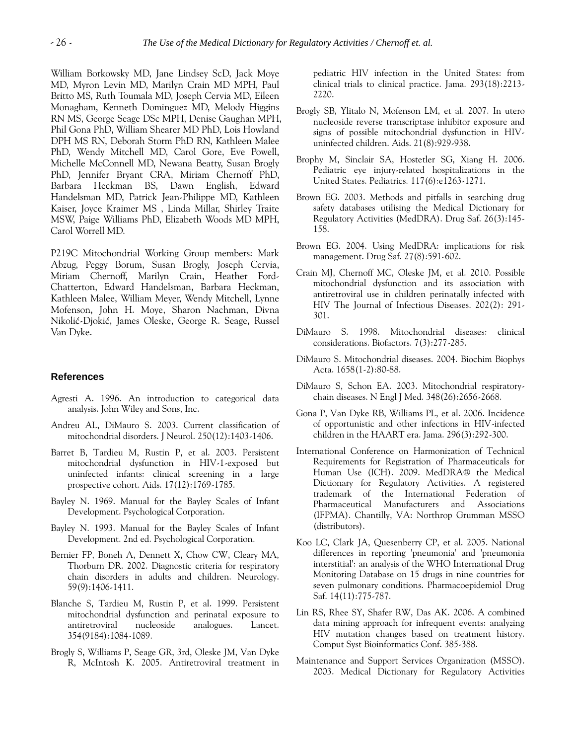William Borkowsky MD, Jane Lindsey ScD, Jack Moye MD, Myron Levin MD, Marilyn Crain MD MPH, Paul Britto MS, Ruth Toumala MD, Joseph Cervia MD, Eileen Monagham, Kenneth Dominguez MD, Melody Higgins RN MS, George Seage DSc MPH, Denise Gaughan MPH, Phil Gona PhD, William Shearer MD PhD, Lois Howland DPH MS RN, Deborah Storm PhD RN, Kathleen Malee PhD, Wendy Mitchell MD, Carol Gore, Eve Powell, Michelle McConnell MD, Newana Beatty, Susan Brogly PhD, Jennifer Bryant CRA, Miriam Chernoff PhD, Barbara Heckman BS, Dawn English, Edward Handelsman MD, Patrick Jean-Philippe MD, Kathleen Kaiser, Joyce Kraimer MS , Linda Millar, Shirley Traite MSW, Paige Williams PhD, Elizabeth Woods MD MPH, Carol Worrell MD.

P219C Mitochondrial Working Group members: Mark Abzug, Peggy Borum, Susan Brogly, Joseph Cervia, Miriam Chernoff, Marilyn Crain, Heather Ford-Chatterton, Edward Handelsman, Barbara Heckman, Kathleen Malee, William Meyer, Wendy Mitchell, Lynne Mofenson, John H. Moye, Sharon Nachman, Divna Nikolić-Djokić, James Oleske, George R. Seage, Russel Van Dyke.

## References

Agresti A. 1996. An introduction to categorical data analysis. John Wiley and Sons, Inc.

Andreu AL, DiMauro S. 2003. Current classification of mitochondrial disorders. J Neurol. 250(12):1403-1406.

Barret B, Tardieu M, Rustin P, et al. 2003. Persistent mitochondrial dysfunction in HIV-1-exposed but uninfected infants: clinical screening in a large prospective cohort. Aids. 17(12):1769-1785.

Bayley N. 1969. Manual for the Bayley Scales of Infant Development. Psychological Corporation.

Bayley N. 1993. Manual for the Bayley Scales of Infant Development. 2nd ed. Psychological Corporation.

Bernier FP, Boneh A, Dennett X, Chow CW, Cleary MA, Thorburn DR. 2002. Diagnostic criteria for respiratory chain disorders in adults and children. Neurology. 59(9):1406-1411.

Blanche S, Tardieu M, Rustin P, et al. 1999. Persistent mitochondrial dysfunction and perinatal exposure to antiretroviral nucleoside analogues. Lancet. 354(9184):1084-1089.

Brogly S, Williams P, Seage GR, 3rd, Oleske JM, Van Dyke R, McIntosh K. 2005. Antiretroviral treatment in pediatric HIV infection in the United States: from clinical trials to clinical practice. Jama. 293(18):2213-2220.

Brogly SB, Ylitalo N, Mofenson LM, et al. 2007. In utero nucleoside reverse transcriptase inhibitor exposure and signs of possible mitochondrial dysfunction in HIV-uninfected children. Aids. 21(8):929-938.

Brophy M, Sinclair SA, Hostetler SG, Xiang H. 2006. Pediatric eye injury-related hospitalizations in the United States. Pediatrics. 117(6):e1263-1271.

Brown EG. 2003. Methods and pitfalls in searching drug safety databases utilising the Medical Dictionary for Regulatory Activities (MedDRA). Drug Saf. 26(3):145-158.

Brown EG. 2004. Using MedDRA: implications for risk management. Drug Saf. 27(8):591-602.

Crain MJ, Chernoff MC, Oleske JM, et al. 2010. Possible mitochondrial dysfunction and its association with antiretroviral use in children perinatally infected with HIV The Journal of Infectious Diseases. 202(2): 291-301.

DiMauro S. 1998. Mitochondrial diseases: clinical considerations. Biofactors. 7(3):277-285.

DiMauro S. Mitochondrial diseases. 2004. Biochim Biophys Acta. 1658(1-2):80-88.

DiMauro S, Schon EA. 2003. Mitochondrial respiratory-chain diseases. N Engl J Med. 348(26):2656-2668.

Gona P, Van Dyke RB, Williams PL, et al. 2006. Incidence of opportunistic and other infections in HIV-infected children in the HAART era. Jama. 296(3):292-300.

International Conference on Harmonization of Technical Requirements for Registration of Pharmaceuticals for Human Use (ICH). 2009. MedDRA® the Medical Dictionary for Regulatory Activities. A registered trademark of the International Federation of Pharmaceutical Manufacturers and Associations (IFPMA). Chantilly, VA: Northrop Grumman MSSO (distributors).

Koo LC, Clark JA, Quesenberry CP, et al. 2005. National differences in reporting 'pneumonia' and 'pneumonia interstitial': an analysis of the WHO International Drug Monitoring Database on 15 drugs in nine countries for seven pulmonary conditions. Pharmacoepidemiol Drug Saf. 14(11):775-787.

Lin RS, Rhee SY, Shafer RW, Das AK. 2006. A combined data mining approach for infrequent events: analyzing HIV mutation changes based on treatment history. Comput Syst Bioinformatics Conf. 385-388.

Maintenance and Support Services Organization (MSSO). 2003. Medical Dictionary for Regulatory Activities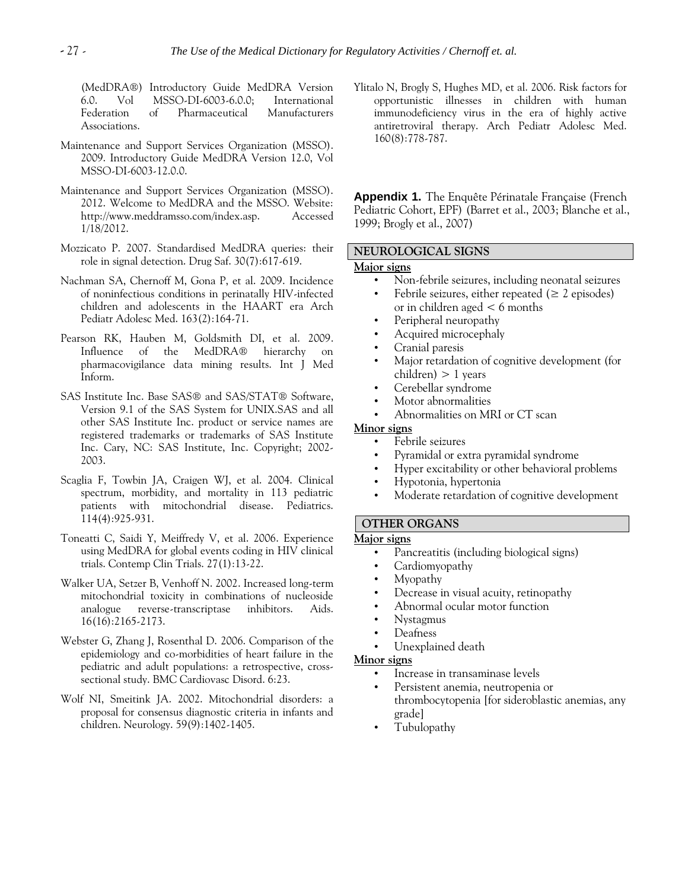(MedDRA®) Introductory Guide MedDRA Version 6.0. Vol MSSO-DI-6003-6.0.0; International Federation of Pharmaceutical Manufacturers Associations.

Maintenance and Support Services Organization (MSSO). 2009. Introductory Guide MedDRA Version 12.0, Vol MSSO-DI-6003-12.0.0.

Maintenance and Support Services Organization (MSSO). 2012. Welcome to MedDRA and the MSSO. Website: http://www.meddramsso.com/index.asp. Accessed 1/18/2012.

Mozzicato P. 2007. Standardised MedDRA queries: their role in signal detection. Drug Saf. 30(7):617-619.

Nachman SA, Chernoff M, Gona P, et al. 2009. Incidence of noninfectious conditions in perinatally HIV-infected children and adolescents in the HAART era Arch Pediatr Adolesc Med. 163(2):164-71.

Pearson RK, Hauben M, Goldsmith DI, et al. 2009. Influence of the MedDRA® hierarchy on pharmacovigilance data mining results. Int J Med Inform.

SAS Institute Inc. Base SAS® and SAS/STAT® Software, Version 9.1 of the SAS System for UNIX.SAS and all other SAS Institute Inc. product or service names are registered trademarks or trademarks of SAS Institute Inc. Cary, NC: SAS Institute, Inc. Copyright; 2002-2003.

Scaglia F, Towbin JA, Craigen WJ, et al. 2004. Clinical spectrum, morbidity, and mortality in 113 pediatric patients with mitochondrial disease. Pediatrics. 114(4):925-931.

Toneatti C, Saidi Y, Meiffredy V, et al. 2006. Experience using MedDRA for global events coding in HIV clinical trials. Contemp Clin Trials. 27(1):13-22.

Walker UA, Setzer B, Venhoff N. 2002. Increased long-term mitochondrial toxicity in combinations of nucleoside analogue reverse-transcriptase inhibitors. Aids. 16(16):2165-2173.

Webster G, Zhang J, Rosenthal D. 2006. Comparison of the epidemiology and co-morbidities of heart failure in the pediatric and adult populations: a retrospective, cross-sectional study. BMC Cardiovasc Disord. 6:23.

Wolf NI, Smeitink JA. 2002. Mitochondrial disorders: a proposal for consensus diagnostic criteria in infants and children. Neurology. 59(9):1402-1405.

Ylitalo N, Brogly S, Hughes MD, et al. 2006. Risk factors for opportunistic illnesses in children with human immunodeficiency virus in the era of highly active antiretroviral therapy. Arch Pediatr Adolesc Med. 160(8):778-787.

**Appendix 1.** The Enquête Périnatale Française (French Pediatric Cohort, EPF) (Barret et al., 2003; Blanche et al., 1999; Brogly et al., 2007)

**NEUROLOGICAL SIGNS**

**Major signs**

- Non-febrile seizures, including neonatal seizures
- Febrile seizures, either repeated ($\geq$ 2 episodes) or in children aged < 6 months
- Peripheral neuropathy
- Acquired microcephaly
- Cranial paresis
- Major retardation of cognitive development (for children) > 1 years
- Cerebellar syndrome
- Motor abnormalities
- Abnormalities on MRI or CT scan

**Minor signs**

- Febrile seizures
- Pyramidal or extra pyramidal syndrome
- Hyper excitability or other behavioral problems
- Hypotonia, hypertonia
- Moderate retardation of cognitive development

**OTHER ORGANS**

**Major signs**

- Pancreatitis (including biological signs)
- Cardiomyopathy
- Myopathy
- Decrease in visual acuity, retinopathy
- Abnormal ocular motor function
- Nystagmus
- Deafness
- Unexplained death

**Minor signs**

- Increase in transaminase levels
- Persistent anemia, neutropenia or thrombocytopenia [for sideroblastic anemias, any grade]
- Tubulopathy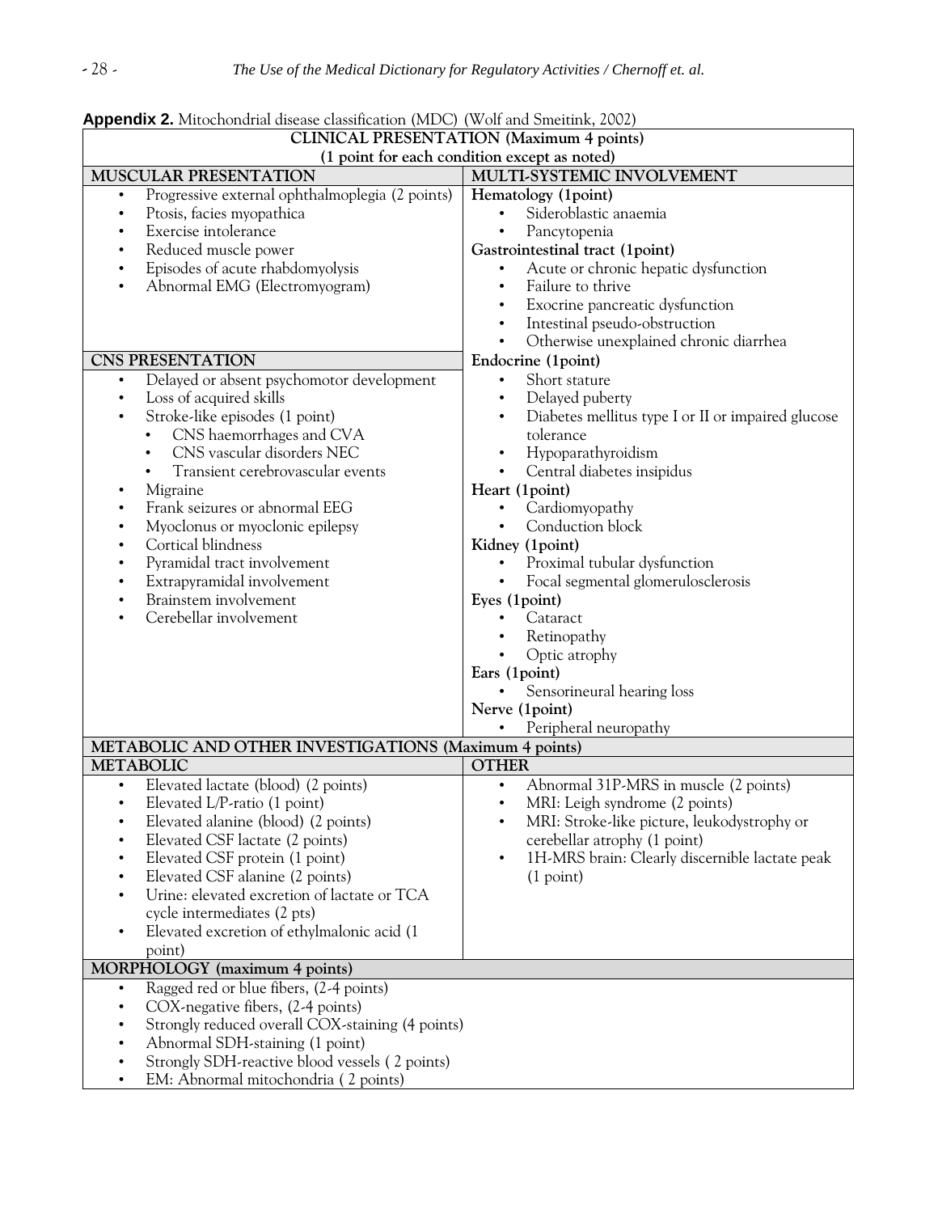**Appendix 2.** Mitochondrial disease classification (MDC) (Wolf and Smeitink, 2002)

| CLINICAL PRESENTATION (Maximum 4 points) (1 point for each condition except as noted) | |
|---|---|
| **MUSCULAR PRESENTATION** | **MULTI-SYSTEMIC INVOLVEMENT** |
| • Progressive external ophthalmoplegia (2 points)<br>• Ptosis, facies myopathica<br>• Exercise intolerance<br>• Reduced muscle power<br>• Episodes of acute rhabdomyolysis<br>• Abnormal EMG (Electromyogram) | **Hematology (1point)**<br>• Sideroblastic anaemia<br>• Pancytopenia<br>**Gastrointestinal tract (1point)**<br>• Acute or chronic hepatic dysfunction<br>• Failure to thrive<br>• Exocrine pancreatic dysfunction<br>• Intestinal pseudo-obstruction<br>• Otherwise unexplained chronic diarrhea |
| **CNS PRESENTATION** | **Endocrine (1point)** |
| • Delayed or absent psychomotor development<br>• Loss of acquired skills<br>• Stroke-like episodes (1 point)<br>  • CNS haemorrhages and CVA<br>  • CNS vascular disorders NEC<br>  • Transient cerebrovascular events<br>• Migraine<br>• Frank seizures or abnormal EEG<br>• Myoclonus or myoclonic epilepsy<br>• Cortical blindness<br>• Pyramidal tract involvement<br>• Extrapyramidal involvement<br>• Brainstem involvement<br>• Cerebellar involvement | • Short stature<br>• Delayed puberty<br>• Diabetes mellitus type I or II or impaired glucose tolerance<br>• Hypoparathyroidism<br>• Central diabetes insipidus<br>**Heart (1point)**<br>• Cardiomyopathy<br>• Conduction block<br>**Kidney (1point)**<br>• Proximal tubular dysfunction<br>• Focal segmental glomerulosclerosis<br>**Eyes (1point)**<br>• Cataract<br>• Retinopathy<br>• Optic atrophy<br>**Ears (1point)**<br>• Sensorineural hearing loss<br>**Nerve (1point)**<br>• Peripheral neuropathy |
| **METABOLIC AND OTHER INVESTIGATIONS (Maximum 4 points)** | |
| **METABOLIC** | **OTHER** |
| • Elevated lactate (blood) (2 points)<br>• Elevated L/P-ratio (1 point)<br>• Elevated alanine (blood) (2 points)<br>• Elevated CSF lactate (2 points)<br>• Elevated CSF protein (1 point)<br>• Elevated CSF alanine (2 points)<br>• Urine: elevated excretion of lactate or TCA cycle intermediates (2 pts)<br>• Elevated excretion of ethylmalonic acid (1 point) | • Abnormal 31P-MRS in muscle (2 points)<br>• MRI: Leigh syndrome (2 points)<br>• MRI: Stroke-like picture, leukodystrophy or cerebellar atrophy (1 point)<br>• 1H-MRS brain: Clearly discernible lactate peak (1 point) |
| **MORPHOLOGY (maximum 4 points)** | |
| • Ragged red or blue fibers, (2-4 points)<br>• COX-negative fibers, (2-4 points)<br>• Strongly reduced overall COX-staining (4 points)<br>• Abnormal SDH-staining (1 point)<br>• Strongly SDH-reactive blood vessels ( 2 points)<br>• EM: Abnormal mitochondria ( 2 points) | |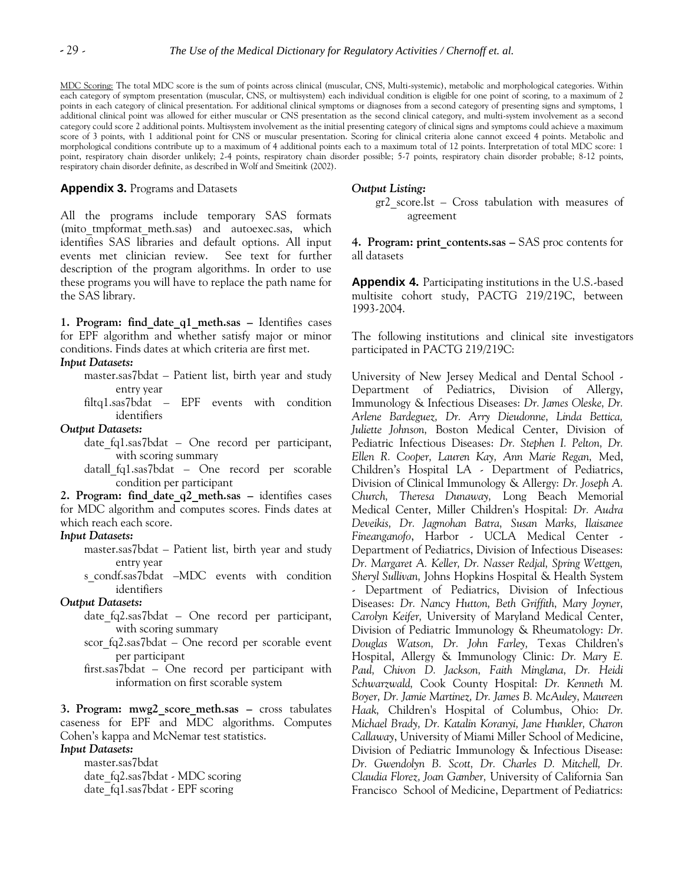MDC Scoring: The total MDC score is the sum of points across clinical (muscular, CNS, Multi-systemic), metabolic and morphological categories. Within each category of symptom presentation (muscular, CNS, or multisystem) each individual condition is eligible for one point of scoring, to a maximum of 2 points in each category of clinical presentation. For additional clinical symptoms or diagnoses from a second category of presenting signs and symptoms, 1 additional clinical point was allowed for either muscular or CNS presentation as the second clinical category, and multi-system involvement as a second category could score 2 additional points. Multisystem involvement as the initial presenting category of clinical signs and symptoms could achieve a maximum score of 3 points, with 1 additional point for CNS or muscular presentation. Scoring for clinical criteria alone cannot exceed 4 points. Metabolic and morphological conditions contribute up to a maximum of 4 additional points each to a maximum total of 12 points. Interpretation of total MDC score: 1 point, respiratory chain disorder unlikely; 2-4 points, respiratory chain disorder possible; 5-7 points, respiratory chain disorder probable; 8-12 points, respiratory chain disorder definite, as described in Wolf and Smeitink (2002).

## Appendix 3. Programs and Datasets

All the programs include temporary SAS formats (mito_tmpformat_meth.sas) and autoexec.sas, which identifies SAS libraries and default options. All input events met clinician review. See text for further description of the program algorithms. In order to use these programs you will have to replace the path name for the SAS library.

**1. Program: find_date_q1_meth.sas –** Identifies cases for EPF algorithm and whether satisfy major or minor conditions. Finds dates at which criteria are first met.

***Input Datasets:***

- master.sas7bdat – Patient list, birth year and study entry year
- filtq1.sas7bdat – EPF events with condition identifiers

***Output Datasets:***

- date_fq1.sas7bdat – One record per participant, with scoring summary
- datall_fq1.sas7bdat – One record per scorable condition per participant

**2. Program: find_date_q2_meth.sas –** identifies cases for MDC algorithm and computes scores. Finds dates at which reach each score.

***Input Datasets:***

- master.sas7bdat – Patient list, birth year and study entry year
- s_condf.sas7bdat –MDC events with condition identifiers

***Output Datasets:***

- date_fq2.sas7bdat – One record per participant, with scoring summary
- scor_fq2.sas7bdat – One record per scorable event per participant
- first.sas7bdat – One record per participant with information on first scorable system

**3. Program: mwg2_score_meth.sas –** cross tabulates caseness for EPF and MDC algorithms. Computes Cohen's kappa and McNemar test statistics.

***Input Datasets:***

- master.sas7bdat
- date_fq2.sas7bdat - MDC scoring
- date_fq1.sas7bdat - EPF scoring

***Output Listing:***

- gr2_score.lst – Cross tabulation with measures of agreement

**4. Program: print_contents.sas –** SAS proc contents for all datasets

## Appendix 4. Participating institutions in the U.S.-based multisite cohort study, PACTG 219/219C, between 1993-2004.

The following institutions and clinical site investigators participated in PACTG 219/219C:

University of New Jersey Medical and Dental School - Department of Pediatrics, Division of Allergy, Immunology & Infectious Diseases: *Dr. James Oleske, Dr. Arlene Bardeguez, Dr. Arry Dieudonne, Linda Bettica, Juliette Johnson,* Boston Medical Center, Division of Pediatric Infectious Diseases: *Dr. Stephen I. Pelton, Dr. Ellen R. Cooper, Lauren Kay, Ann Marie Regan,* Med, Children's Hospital LA - Department of Pediatrics, Division of Clinical Immunology & Allergy: *Dr. Joseph A. Church, Theresa Dunaway,* Long Beach Memorial Medical Center, Miller Children's Hospital: *Dr. Audra Deveikis, Dr. Jagmohan Batra, Susan Marks, Ilaisanee Fineanganofo*, Harbor - UCLA Medical Center - Department of Pediatrics, Division of Infectious Diseases: *Dr. Margaret A. Keller, Dr. Nasser Redjal, Spring Wettgen, Sheryl Sullivan,* Johns Hopkins Hospital & Health System - Department of Pediatrics, Division of Infectious Diseases: *Dr. Nancy Hutton, Beth Griffith, Mary Joyner, Carolyn Keifer,* University of Maryland Medical Center, Division of Pediatric Immunology & Rheumatology: *Dr. Douglas Watson, Dr. John Farley,* Texas Children's Hospital, Allergy & Immunology Clinic: *Dr. Mary E. Paul, Chivon D. Jackson, Faith Minglana, Dr. Heidi Schwarzwald,* Cook County Hospital: *Dr. Kenneth M. Boyer, Dr. Jamie Martinez, Dr. James B. McAuley, Maureen Haak,* Children's Hospital of Columbus, Ohio: *Dr. Michael Brady, Dr. Katalin Koranyi, Jane Hunkler, Charon Callaway*, University of Miami Miller School of Medicine, Division of Pediatric Immunology & Infectious Disease: *Dr. Gwendolyn B. Scott, Dr. Charles D. Mitchell, Dr. Claudia Florez, Joan Gamber,* University of California San Francisco School of Medicine, Department of Pediatrics: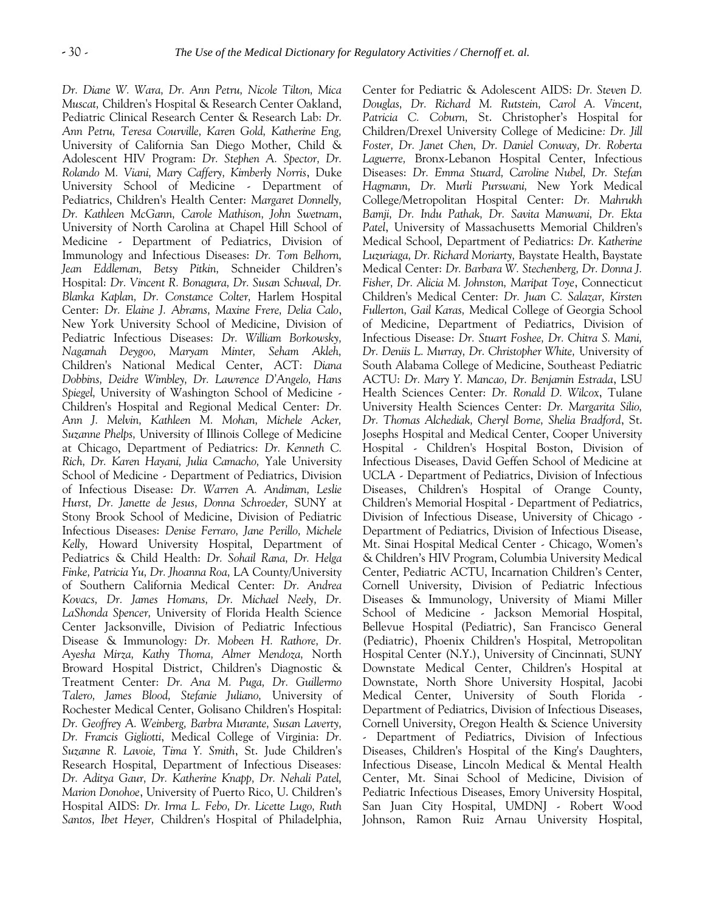*Dr. Diane W. Wara, Dr. Ann Petru, Nicole Tilton, Mica Muscat,* Children's Hospital & Research Center Oakland, Pediatric Clinical Research Center & Research Lab: *Dr. Ann Petru, Teresa Courville, Karen Gold, Katherine Eng,* University of California San Diego Mother, Child & Adolescent HIV Program: *Dr. Stephen A. Spector, Dr. Rolando M. Viani, Mary Caffery, Kimberly Norris*, Duke University School of Medicine - Department of Pediatrics, Children's Health Center: *Margaret Donnelly, Dr. Kathleen McGann, Carole Mathison, John Swetnam*, University of North Carolina at Chapel Hill School of Medicine - Department of Pediatrics, Division of Immunology and Infectious Diseases: *Dr. Tom Belhorn, Jean Eddleman, Betsy Pitkin,* Schneider Children's Hospital: *Dr. Vincent R. Bonagura, Dr. Susan Schuval, Dr. Blanka Kaplan, Dr. Constance Colter,* Harlem Hospital Center: *Dr. Elaine J. Abrams, Maxine Frere, Delia Calo*, New York University School of Medicine, Division of Pediatric Infectious Diseases: *Dr. William Borkowsky, Nagamah Deygoo, Maryam Minter, Seham Akleh,* Children's National Medical Center, ACT: *Diana Dobbins, Deidre Wimbley, Dr. Lawrence D'Angelo, Hans Spiegel,* University of Washington School of Medicine - Children's Hospital and Regional Medical Center: *Dr. Ann J. Melvin, Kathleen M. Mohan, Michele Acker, Suzanne Phelps,* University of Illinois College of Medicine at Chicago, Department of Pediatrics: *Dr. Kenneth C. Rich, Dr. Karen Hayani, Julia Camacho,* Yale University School of Medicine - Department of Pediatrics, Division of Infectious Disease: *Dr. Warren A. Andiman, Leslie Hurst, Dr. Janette de Jesus, Donna Schroeder,* SUNY at Stony Brook School of Medicine, Division of Pediatric Infectious Diseases: *Denise Ferraro, Jane Perillo, Michele Kelly,* Howard University Hospital, Department of Pediatrics & Child Health: *Dr. Sohail Rana, Dr. Helga Finke, Patricia Yu, Dr. Jhoanna Roa,* LA County/University of Southern California Medical Center: *Dr. Andrea Kovacs, Dr. James Homans, Dr. Michael Neely, Dr. LaShonda Spencer,* University of Florida Health Science Center Jacksonville, Division of Pediatric Infectious Disease & Immunology: *Dr. Mobeen H. Rathore, Dr. Ayesha Mirza, Kathy Thoma, Almer Mendoza,* North Broward Hospital District, Children's Diagnostic & Treatment Center: *Dr. Ana M. Puga, Dr. Guillermo Talero, James Blood, Stefanie Juliano,* University of Rochester Medical Center, Golisano Children's Hospital: *Dr. Geoffrey A. Weinberg, Barbra Murante, Susan Laverty, Dr. Francis Gigliotti*, Medical College of Virginia: *Dr. Suzanne R. Lavoie, Tima Y. Smith*, St. Jude Children's Research Hospital, Department of Infectious Diseases: *Dr. Aditya Gaur, Dr. Katherine Knapp, Dr. Nehali Patel, Marion Donohoe*, University of Puerto Rico, U. Children's Hospital AIDS: *Dr. Irma L. Febo, Dr. Licette Lugo, Ruth Santos, Ibet Heyer,* Children's Hospital of Philadelphia, Center for Pediatric & Adolescent AIDS: *Dr. Steven D. Douglas, Dr. Richard M. Rutstein, Carol A. Vincent, Patricia C. Coburn,* St. Christopher's Hospital for Children/Drexel University College of Medicine: *Dr. Jill Foster, Dr. Janet Chen, Dr. Daniel Conway, Dr. Roberta Laguerre,* Bronx-Lebanon Hospital Center, Infectious Diseases: *Dr. Emma Stuard, Caroline Nubel, Dr. Stefan Hagmann, Dr. Murli Purswani,* New York Medical College/Metropolitan Hospital Center: *Dr. Mahrukh Bamji, Dr. Indu Pathak, Dr. Savita Manwani, Dr. Ekta Patel*, University of Massachusetts Memorial Children's Medical School, Department of Pediatrics: *Dr. Katherine Luzuriaga, Dr. Richard Moriarty,* Baystate Health, Baystate Medical Center: *Dr. Barbara W. Stechenberg, Dr. Donna J. Fisher, Dr. Alicia M. Johnston, Maripat Toye*, Connecticut Children's Medical Center: *Dr. Juan C. Salazar, Kirsten Fullerton, Gail Karas,* Medical College of Georgia School of Medicine, Department of Pediatrics, Division of Infectious Disease: *Dr. Stuart Foshee, Dr. Chitra S. Mani, Dr. Deniis L. Murray, Dr. Christopher White,* University of South Alabama College of Medicine, Southeast Pediatric ACTU: *Dr. Mary Y. Mancao, Dr. Benjamin Estrada*, LSU Health Sciences Center: *Dr. Ronald D. Wilcox*, Tulane University Health Sciences Center: *Dr. Margarita Silio, Dr. Thomas Alchediak, Cheryl Borne, Shelia Bradford*, St. Josephs Hospital and Medical Center, Cooper University Hospital - Children's Hospital Boston, Division of Infectious Diseases, David Geffen School of Medicine at UCLA - Department of Pediatrics, Division of Infectious Diseases, Children's Hospital of Orange County, Children's Memorial Hospital - Department of Pediatrics, Division of Infectious Disease, University of Chicago - Department of Pediatrics, Division of Infectious Disease, Mt. Sinai Hospital Medical Center - Chicago, Women's & Children's HIV Program, Columbia University Medical Center, Pediatric ACTU, Incarnation Children's Center, Cornell University, Division of Pediatric Infectious Diseases & Immunology, University of Miami Miller School of Medicine - Jackson Memorial Hospital, Bellevue Hospital (Pediatric), San Francisco General (Pediatric), Phoenix Children's Hospital, Metropolitan Hospital Center (N.Y.), University of Cincinnati, SUNY Downstate Medical Center, Children's Hospital at Downstate, North Shore University Hospital, Jacobi Medical Center, University of South Florida - Department of Pediatrics, Division of Infectious Diseases, Cornell University, Oregon Health & Science University - Department of Pediatrics, Division of Infectious Diseases, Children's Hospital of the King's Daughters, Infectious Disease, Lincoln Medical & Mental Health Center, Mt. Sinai School of Medicine, Division of Pediatric Infectious Diseases, Emory University Hospital, San Juan City Hospital, UMDNJ - Robert Wood Johnson, Ramon Ruiz Arnau University Hospital,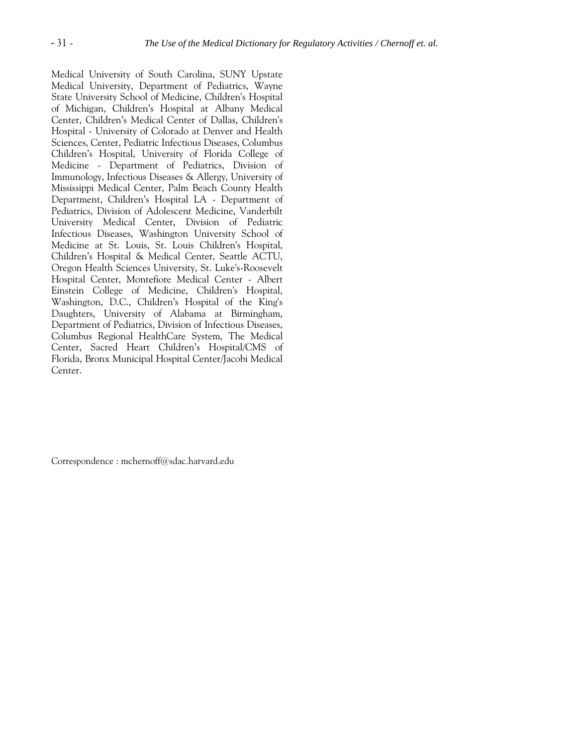Medical University of South Carolina, SUNY Upstate Medical University, Department of Pediatrics, Wayne State University School of Medicine, Children's Hospital of Michigan, Children's Hospital at Albany Medical Center, Children's Medical Center of Dallas, Children's Hospital - University of Colorado at Denver and Health Sciences, Center, Pediatric Infectious Diseases, Columbus Children's Hospital, University of Florida College of Medicine - Department of Pediatrics, Division of Immunology, Infectious Diseases & Allergy, University of Mississippi Medical Center, Palm Beach County Health Department, Children's Hospital LA - Department of Pediatrics, Division of Adolescent Medicine, Vanderbilt University Medical Center, Division of Pediatric Infectious Diseases, Washington University School of Medicine at St. Louis, St. Louis Children's Hospital, Children's Hospital & Medical Center, Seattle ACTU, Oregon Health Sciences University, St. Luke's-Roosevelt Hospital Center, Montefiore Medical Center - Albert Einstein College of Medicine, Children's Hospital, Washington, D.C., Children's Hospital of the King's Daughters, University of Alabama at Birmingham, Department of Pediatrics, Division of Infectious Diseases, Columbus Regional HealthCare System, The Medical Center, Sacred Heart Children's Hospital/CMS of Florida, Bronx Municipal Hospital Center/Jacobi Medical Center.

Correspondence : mchernoff@sdac.harvard.edu